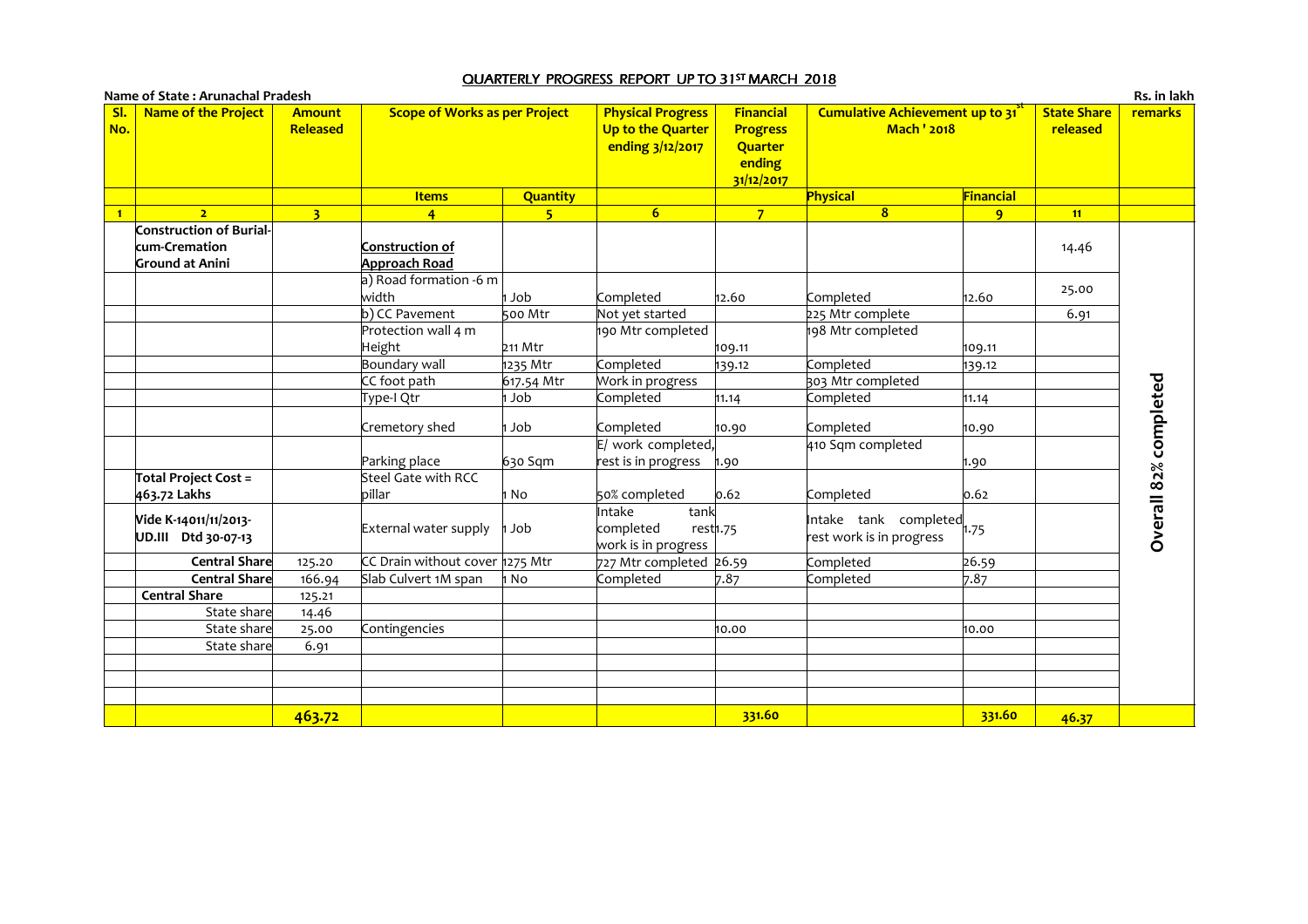# QUARTERLY PROGRESS REPORT UP TO 31ST MARCH 2018

**Name of State : Arunachal Pradesh** | **Rs. in lakh**

| Sl. No. | Name of the Project | Amount Released | Scope of Works as per Project | | Physical Progress Up to the Quarter ending 3/12/2017 | Financial Progress Quarter ending 31/12/2017 | Cumulative Achievement up to 31st Mach ' 2018 | | State Share released | remarks |
|---|---|---|---|---|---|---|---|---|---|---|
| | | | Items | Quantity | | | Physical | Financial | | |
| 1 | 2 | 3 | 4 | 5 | 6 | 7 | 8 | 9 | 11 | |
| | Construction of Burial-cum-Cremation Ground at Anini | | Construction of Approach Road | | | | | | 14.46 | Overall 82% completed |
| | | | a) Road formation -6 m width | 1 Job | Completed | 12.60 | Completed | 12.60 | 25.00 | |
| | | | b) CC Pavement | 500 Mtr | Not yet started | | 225 Mtr complete | | 6.91 | |
| | | | Protection wall 4 m Height | 211 Mtr | 190 Mtr completed | 109.11 | 198 Mtr completed | 109.11 | | |
| | | | Boundary wall | 1235 Mtr | Completed | 139.12 | Completed | 139.12 | | |
| | | | CC foot path | 617.54 Mtr | Work in progress | | 303 Mtr completed | | | |
| | | | Type-I Qtr | 1 Job | Completed | 11.14 | Completed | 11.14 | | |
| | | | Cremetory shed | 1 Job | Completed | 10.90 | Completed | 10.90 | | |
| | | | Parking place | 630 Sqm | E/ work completed, rest is in progress | 1.90 | 410 Sqm completed | 1.90 | | |
| | Total Project Cost = 463.72 Lakhs | | Steel Gate with RCC pillar | 1 No | 50% completed | 0.62 | Completed | 0.62 | | |
| | Vide K-14011/11/2013-UD.III Dtd 30-07-13 | | External water supply | 1 Job | Intake tank completed rest work is in progress | 1.75 | Intake tank completed rest work is in progress | 1.75 | | |
| | Central Share | 125.20 | CC Drain without cover | 1275 Mtr | 727 Mtr completed | 26.59 | Completed | 26.59 | | |
| | Central Share | 166.94 | Slab Culvert 1M span | 1 No | Completed | 7.87 | Completed | 7.87 | | |
| | Central Share | 125.21 | | | | | | | | |
| | State share | 14.46 | | | | | | | | |
| | State share | 25.00 | Contingencies | | | 10.00 | | 10.00 | | |
| | State share | 6.91 | | | | | | | | |
| | | 463.72 | | | | 331.60 | | 331.60 | 46.37 | |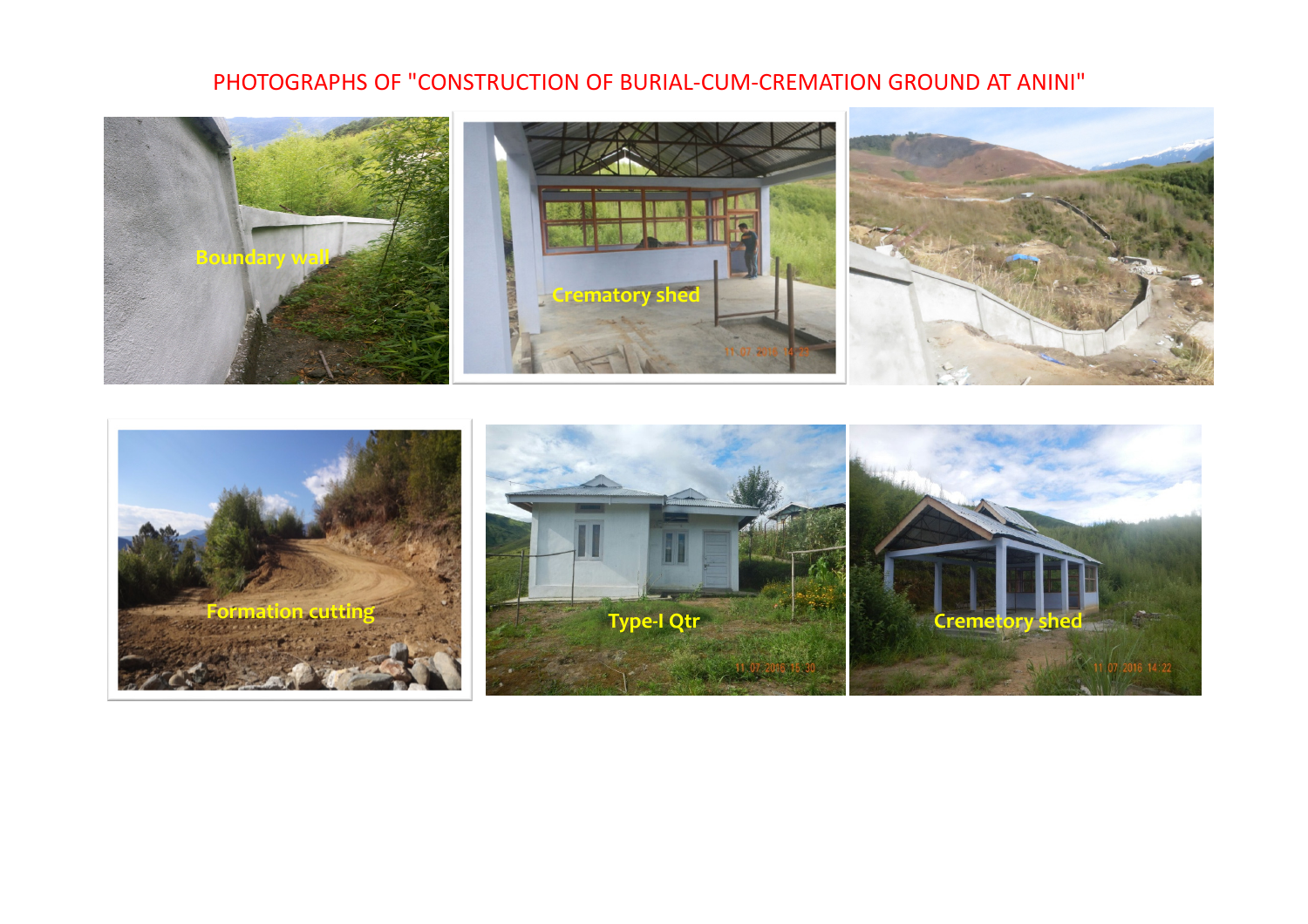# PHOTOGRAPHS OF "CONSTRUCTION OF BURIAL-CUM-CREMATION GROUND AT ANINI"

Boundary wall

Crematory shed

Formation cutting

Type-I Qtr

Cremetory shed